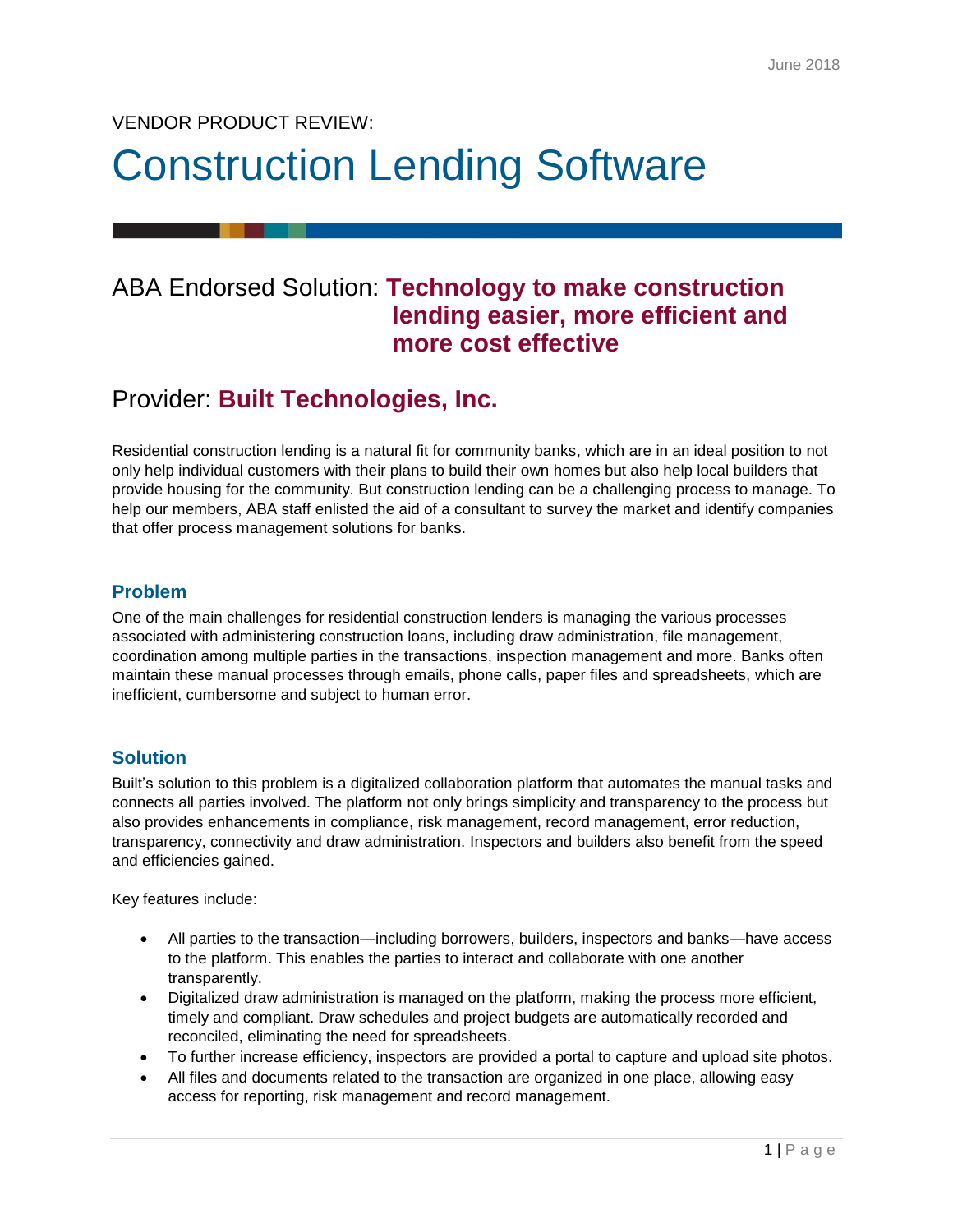June 2018

VENDOR PRODUCT REVIEW:

# Construction Lending Software

## ABA Endorsed Solution: **Technology to make construction lending easier, more efficient and more cost effective**

## Provider: **Built Technologies, Inc.**

Residential construction lending is a natural fit for community banks, which are in an ideal position to not only help individual customers with their plans to build their own homes but also help local builders that provide housing for the community. But construction lending can be a challenging process to manage. To help our members, ABA staff enlisted the aid of a consultant to survey the market and identify companies that offer process management solutions for banks.

### Problem

One of the main challenges for residential construction lenders is managing the various processes associated with administering construction loans, including draw administration, file management, coordination among multiple parties in the transactions, inspection management and more. Banks often maintain these manual processes through emails, phone calls, paper files and spreadsheets, which are inefficient, cumbersome and subject to human error.

### Solution

Built's solution to this problem is a digitalized collaboration platform that automates the manual tasks and connects all parties involved. The platform not only brings simplicity and transparency to the process but also provides enhancements in compliance, risk management, record management, error reduction, transparency, connectivity and draw administration. Inspectors and builders also benefit from the speed and efficiencies gained.

Key features include:

- All parties to the transaction—including borrowers, builders, inspectors and banks—have access to the platform. This enables the parties to interact and collaborate with one another transparently.
- Digitalized draw administration is managed on the platform, making the process more efficient, timely and compliant. Draw schedules and project budgets are automatically recorded and reconciled, eliminating the need for spreadsheets.
- To further increase efficiency, inspectors are provided a portal to capture and upload site photos.
- All files and documents related to the transaction are organized in one place, allowing easy access for reporting, risk management and record management.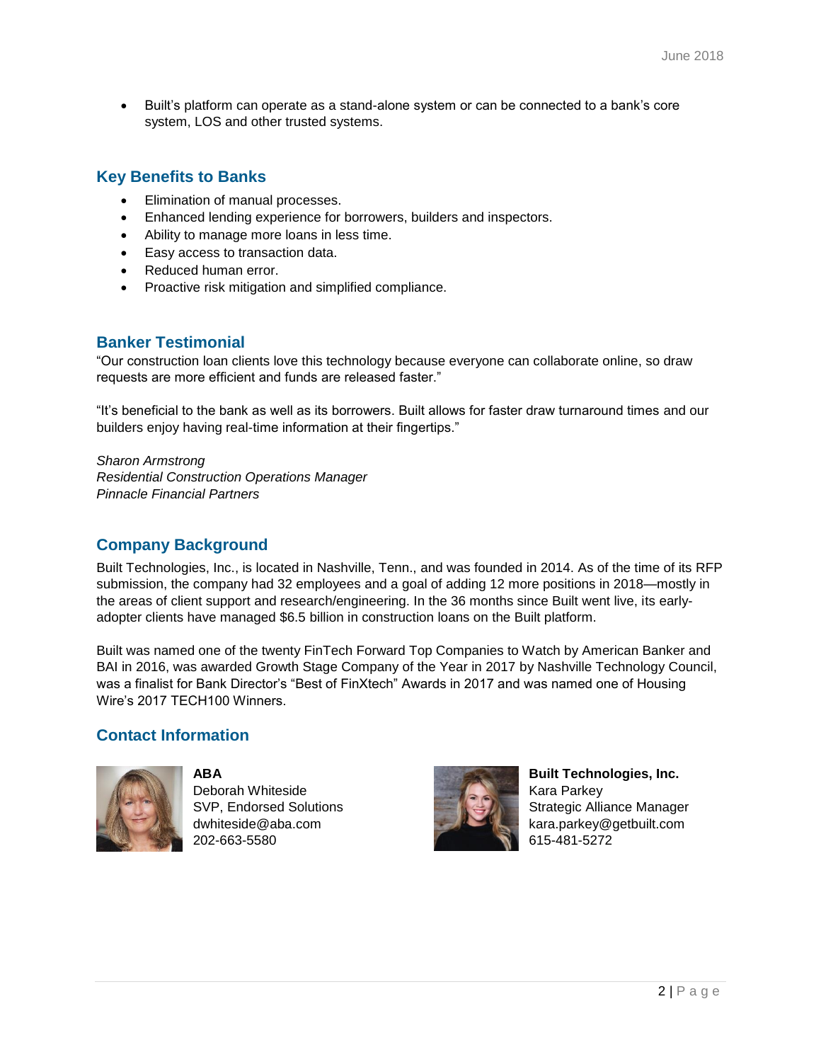- Built's platform can operate as a stand-alone system or can be connected to a bank's core system, LOS and other trusted systems.

## Key Benefits to Banks

- Elimination of manual processes.
- Enhanced lending experience for borrowers, builders and inspectors.
- Ability to manage more loans in less time.
- Easy access to transaction data.
- Reduced human error.
- Proactive risk mitigation and simplified compliance.

## Banker Testimonial

"Our construction loan clients love this technology because everyone can collaborate online, so draw requests are more efficient and funds are released faster."

"It's beneficial to the bank as well as its borrowers. Built allows for faster draw turnaround times and our builders enjoy having real-time information at their fingertips."

*Sharon Armstrong*
*Residential Construction Operations Manager*
*Pinnacle Financial Partners*

## Company Background

Built Technologies, Inc., is located in Nashville, Tenn., and was founded in 2014. As of the time of its RFP submission, the company had 32 employees and a goal of adding 12 more positions in 2018—mostly in the areas of client support and research/engineering. In the 36 months since Built went live, its early-adopter clients have managed $6.5 billion in construction loans on the Built platform.

Built was named one of the twenty FinTech Forward Top Companies to Watch by American Banker and BAI in 2016, was awarded Growth Stage Company of the Year in 2017 by Nashville Technology Council, was a finalist for Bank Director's "Best of FinXtech" Awards in 2017 and was named one of Housing Wire's 2017 TECH100 Winners.

## Contact Information

**ABA**
Deborah Whiteside
SVP, Endorsed Solutions
dwhiteside@aba.com
202-663-5580

**Built Technologies, Inc.**
Kara Parkey
Strategic Alliance Manager
kara.parkey@getbuilt.com
615-481-5272